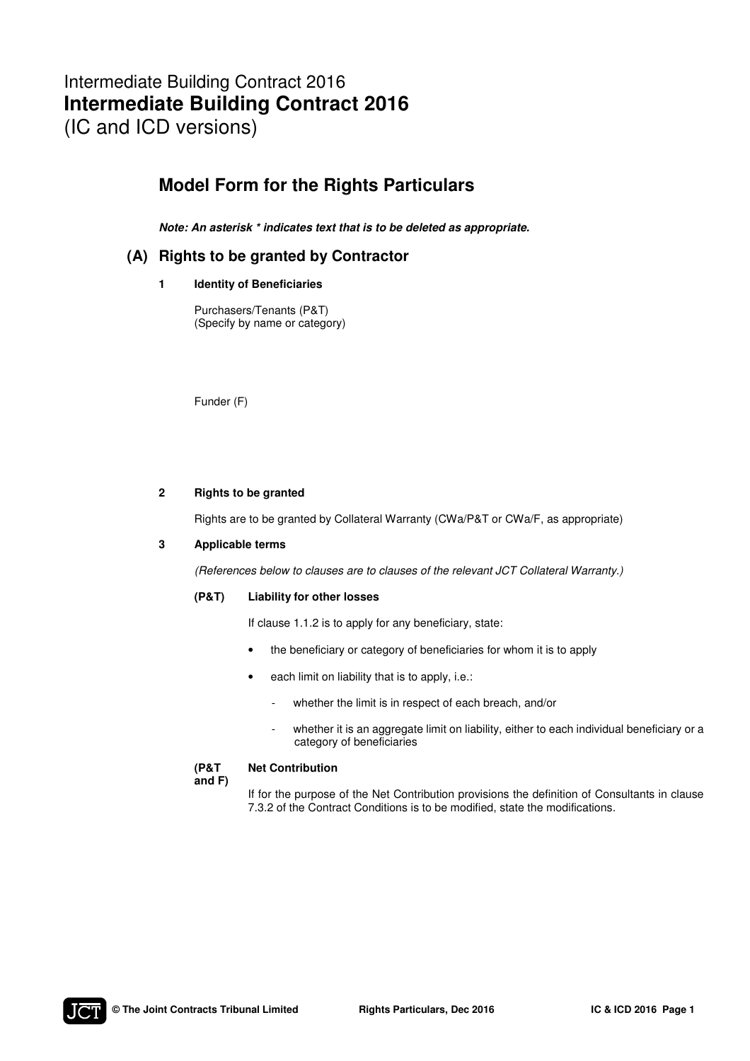Intermediate Building Contract 2016

# Intermediate Building Contract 2016

(IC and ICD versions)

## Model Form for the Rights Particulars

***Note: An asterisk * indicates text that is to be deleted as appropriate.***

## (A) Rights to be granted by Contractor

### 1 Identity of Beneficiaries

Purchasers/Tenants (P&T)
(Specify by name or category)

Funder (F)

### 2 Rights to be granted

Rights are to be granted by Collateral Warranty (CWa/P&T or CWa/F, as appropriate)

### 3 Applicable terms

*(References below to clauses are to clauses of the relevant JCT Collateral Warranty.)*

**(P&T) Liability for other losses**

If clause 1.1.2 is to apply for any beneficiary, state:

- the beneficiary or category of beneficiaries for whom it is to apply
- each limit on liability that is to apply, i.e.:
  - whether the limit is in respect of each breach, and/or
  - whether it is an aggregate limit on liability, either to each individual beneficiary or a category of beneficiaries

**(P&T and F) Net Contribution**

If for the purpose of the Net Contribution provisions the definition of Consultants in clause 7.3.2 of the Contract Conditions is to be modified, state the modifications.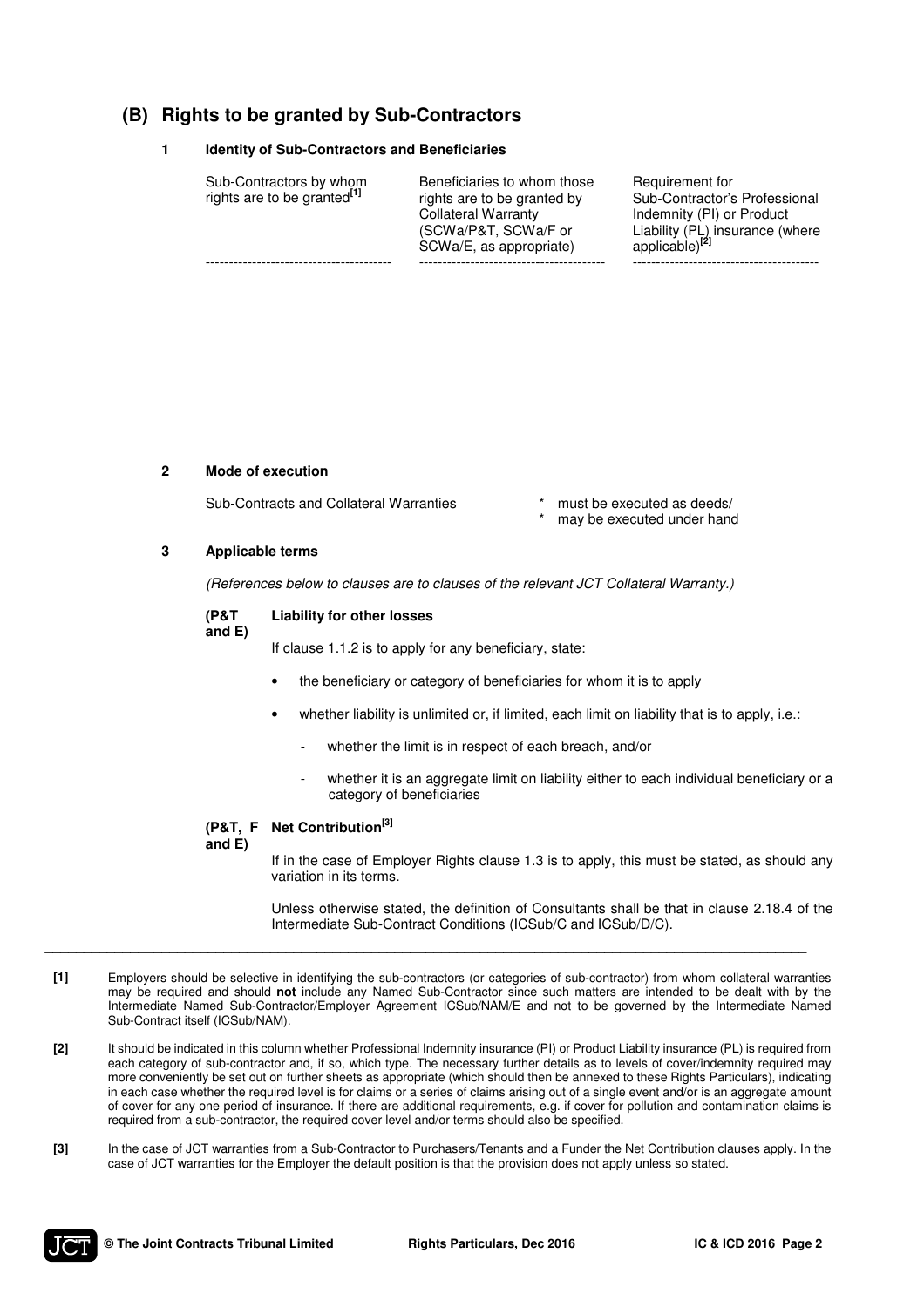## (B) Rights to be granted by Sub-Contractors

### 1 Identity of Sub-Contractors and Beneficiaries

| Sub-Contractors by whom rights are to be granted[1] | Beneficiaries to whom those rights are to be granted by Collateral Warranty (SCWa/P&T, SCWa/F or SCWa/E, as appropriate) | Requirement for Sub-Contractor's Professional Indemnity (PI) or Product Liability (PL) insurance (where applicable)[2] |
| --- | --- | --- |
| | | |

### 2 Mode of execution

Sub-Contracts and Collateral Warranties

- \* must be executed as deeds/
- \* may be executed under hand

### 3 Applicable terms

*(References below to clauses are to clauses of the relevant JCT Collateral Warranty.)*

**(P&T and E) Liability for other losses**

If clause 1.1.2 is to apply for any beneficiary, state:

- the beneficiary or category of beneficiaries for whom it is to apply
- whether liability is unlimited or, if limited, each limit on liability that is to apply, i.e.:
  - whether the limit is in respect of each breach, and/or
  - whether it is an aggregate limit on liability either to each individual beneficiary or a category of beneficiaries

**(P&T, F and E) Net Contribution[3]**

If in the case of Employer Rights clause 1.3 is to apply, this must be stated, as should any variation in its terms.

Unless otherwise stated, the definition of Consultants shall be that in clause 2.18.4 of the Intermediate Sub-Contract Conditions (ICSub/C and ICSub/D/C).

---

**[1]** Employers should be selective in identifying the sub-contractors (or categories of sub-contractor) from whom collateral warranties may be required and should **not** include any Named Sub-Contractor since such matters are intended to be dealt with by the Intermediate Named Sub-Contractor/Employer Agreement ICSub/NAM/E and not to be governed by the Intermediate Named Sub-Contract itself (ICSub/NAM).

**[2]** It should be indicated in this column whether Professional Indemnity insurance (PI) or Product Liability insurance (PL) is required from each category of sub-contractor and, if so, which type. The necessary further details as to levels of cover/indemnity required may more conveniently be set out on further sheets as appropriate (which should then be annexed to these Rights Particulars), indicating in each case whether the required level is for claims or a series of claims arising out of a single event and/or is an aggregate amount of cover for any one period of insurance. If there are additional requirements, e.g. if cover for pollution and contamination claims is required from a sub-contractor, the required cover level and/or terms should also be specified.

**[3]** In the case of JCT warranties from a Sub-Contractor to Purchasers/Tenants and a Funder the Net Contribution clauses apply. In the case of JCT warranties for the Employer the default position is that the provision does not apply unless so stated.